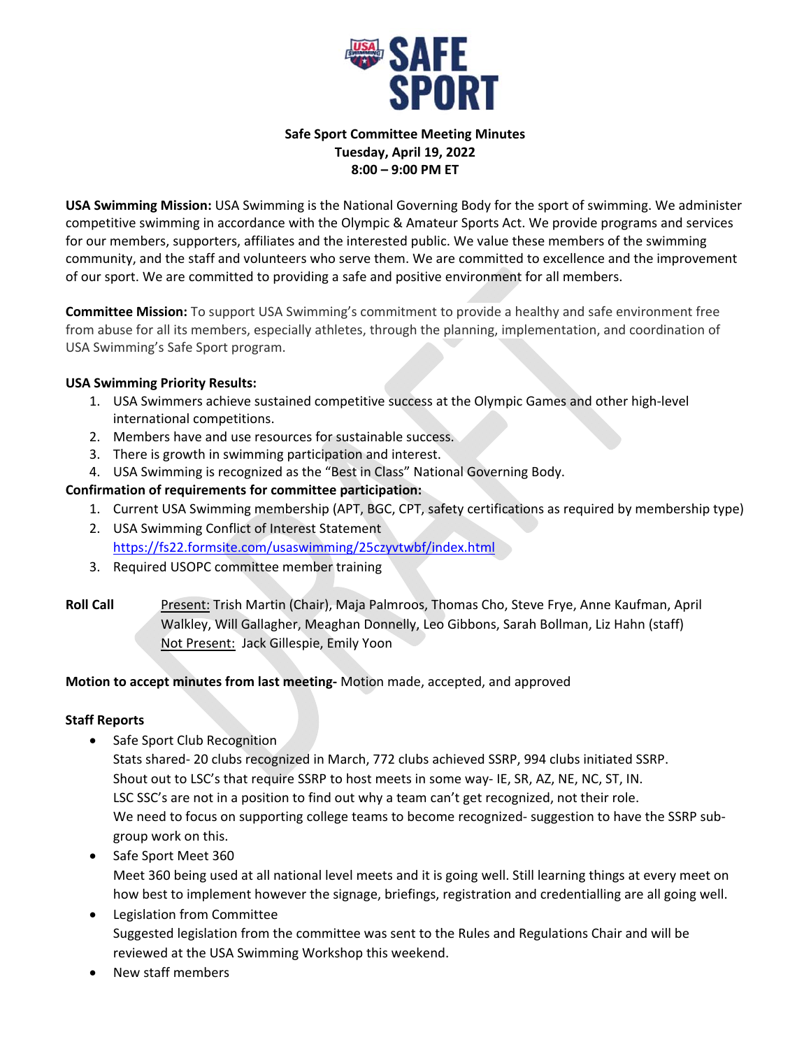**Safe Sport Committee Meeting Minutes**
**Tuesday, April 19, 2022**
**8:00 – 9:00 PM ET**

**USA Swimming Mission:** USA Swimming is the National Governing Body for the sport of swimming. We administer competitive swimming in accordance with the Olympic & Amateur Sports Act. We provide programs and services for our members, supporters, affiliates and the interested public. We value these members of the swimming community, and the staff and volunteers who serve them. We are committed to excellence and the improvement of our sport. We are committed to providing a safe and positive environment for all members.

**Committee Mission:** To support USA Swimming's commitment to provide a healthy and safe environment free from abuse for all its members, especially athletes, through the planning, implementation, and coordination of USA Swimming's Safe Sport program.

**USA Swimming Priority Results:**

1. USA Swimmers achieve sustained competitive success at the Olympic Games and other high-level international competitions.
2. Members have and use resources for sustainable success.
3. There is growth in swimming participation and interest.
4. USA Swimming is recognized as the "Best in Class" National Governing Body.

**Confirmation of requirements for committee participation:**

1. Current USA Swimming membership (APT, BGC, CPT, safety certifications as required by membership type)
2. USA Swimming Conflict of Interest Statement https://fs22.formsite.com/usaswimming/25czyvtwbf/index.html
3. Required USOPC committee member training

**Roll Call** Present: Trish Martin (Chair), Maja Palmroos, Thomas Cho, Steve Frye, Anne Kaufman, April Walkley, Will Gallagher, Meaghan Donnelly, Leo Gibbons, Sarah Bollman, Liz Hahn (staff)
Not Present: Jack Gillespie, Emily Yoon

**Motion to accept minutes from last meeting-** Motion made, accepted, and approved

**Staff Reports**

- Safe Sport Club Recognition
  Stats shared- 20 clubs recognized in March, 772 clubs achieved SSRP, 994 clubs initiated SSRP.
  Shout out to LSC's that require SSRP to host meets in some way- IE, SR, AZ, NE, NC, ST, IN.
  LSC SSC's are not in a position to find out why a team can't get recognized, not their role.
  We need to focus on supporting college teams to become recognized- suggestion to have the SSRP sub-group work on this.
- Safe Sport Meet 360
  Meet 360 being used at all national level meets and it is going well. Still learning things at every meet on how best to implement however the signage, briefings, registration and credentialling are all going well.
- Legislation from Committee
  Suggested legislation from the committee was sent to the Rules and Regulations Chair and will be reviewed at the USA Swimming Workshop this weekend.
- New staff members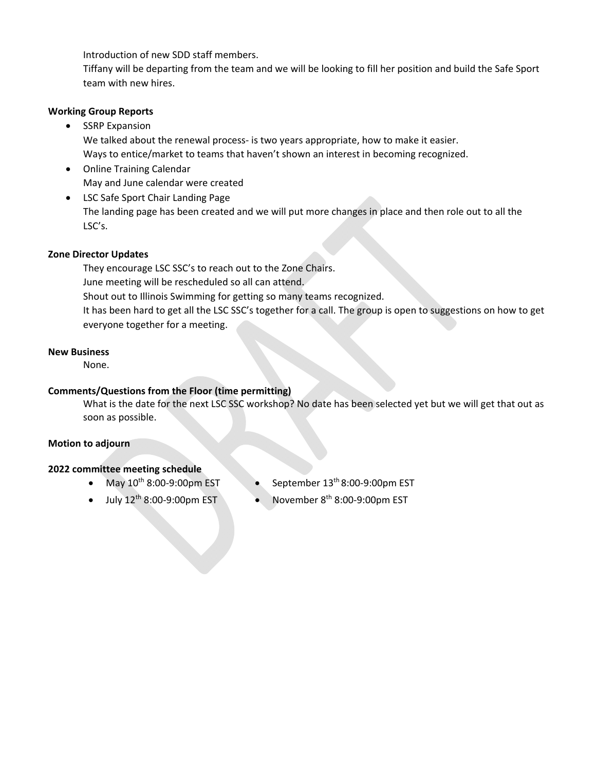Introduction of new SDD staff members.
Tiffany will be departing from the team and we will be looking to fill her position and build the Safe Sport team with new hires.

**Working Group Reports**

- SSRP Expansion
  We talked about the renewal process- is two years appropriate, how to make it easier.
  Ways to entice/market to teams that haven't shown an interest in becoming recognized.
- Online Training Calendar
  May and June calendar were created
- LSC Safe Sport Chair Landing Page
  The landing page has been created and we will put more changes in place and then role out to all the LSC's.

**Zone Director Updates**

They encourage LSC SSC's to reach out to the Zone Chairs.
June meeting will be rescheduled so all can attend.
Shout out to Illinois Swimming for getting so many teams recognized.
It has been hard to get all the LSC SSC's together for a call. The group is open to suggestions on how to get everyone together for a meeting.

**New Business**

None.

**Comments/Questions from the Floor (time permitting)**

What is the date for the next LSC SSC workshop? No date has been selected yet but we will get that out as soon as possible.

**Motion to adjourn**

**2022 committee meeting schedule**

- May 10th 8:00-9:00pm EST
- July 12th 8:00-9:00pm EST
- September 13th 8:00-9:00pm EST
- November 8th 8:00-9:00pm EST